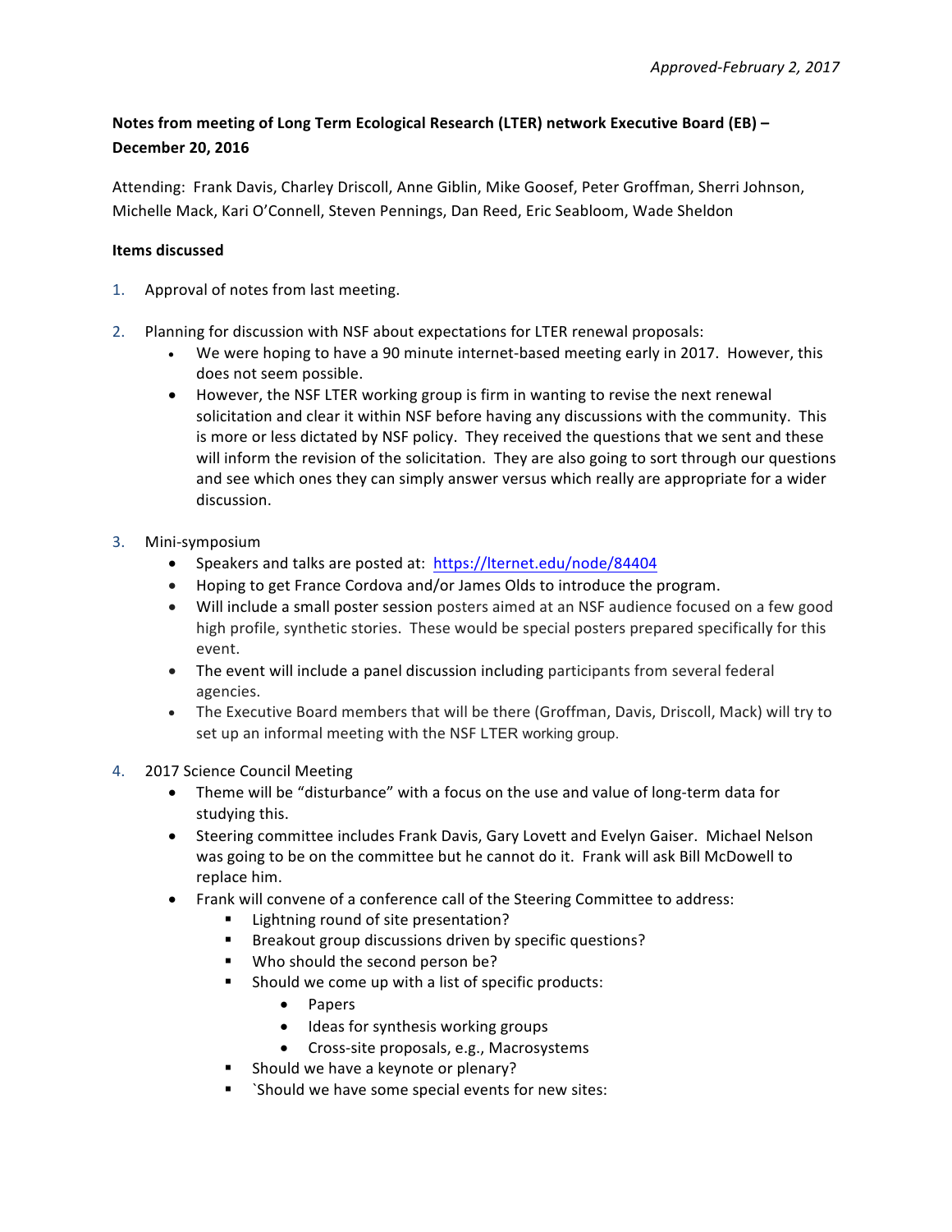*Approved-February 2, 2017*

**Notes from meeting of Long Term Ecological Research (LTER) network Executive Board (EB) – December 20, 2016**

Attending: Frank Davis, Charley Driscoll, Anne Giblin, Mike Goosef, Peter Groffman, Sherri Johnson, Michelle Mack, Kari O'Connell, Steven Pennings, Dan Reed, Eric Seabloom, Wade Sheldon

**Items discussed**

1. Approval of notes from last meeting.

2. Planning for discussion with NSF about expectations for LTER renewal proposals:
   - We were hoping to have a 90 minute internet-based meeting early in 2017. However, this does not seem possible.
   - However, the NSF LTER working group is firm in wanting to revise the next renewal solicitation and clear it within NSF before having any discussions with the community. This is more or less dictated by NSF policy. They received the questions that we sent and these will inform the revision of the solicitation. They are also going to sort through our questions and see which ones they can simply answer versus which really are appropriate for a wider discussion.

3. Mini-symposium
   - Speakers and talks are posted at: https://lternet.edu/node/84404
   - Hoping to get France Cordova and/or James Olds to introduce the program.
   - Will include a small poster session posters aimed at an NSF audience focused on a few good high profile, synthetic stories. These would be special posters prepared specifically for this event.
   - The event will include a panel discussion including participants from several federal agencies.
   - The Executive Board members that will be there (Groffman, Davis, Driscoll, Mack) will try to set up an informal meeting with the NSF LTER working group.

4. 2017 Science Council Meeting
   - Theme will be "disturbance" with a focus on the use and value of long-term data for studying this.
   - Steering committee includes Frank Davis, Gary Lovett and Evelyn Gaiser. Michael Nelson was going to be on the committee but he cannot do it. Frank will ask Bill McDowell to replace him.
   - Frank will convene of a conference call of the Steering Committee to address:
     - Lightning round of site presentation?
     - Breakout group discussions driven by specific questions?
     - Who should the second person be?
     - Should we come up with a list of specific products:
       - Papers
       - Ideas for synthesis working groups
       - Cross-site proposals, e.g., Macrosystems
     - Should we have a keynote or plenary?
     - `Should we have some special events for new sites: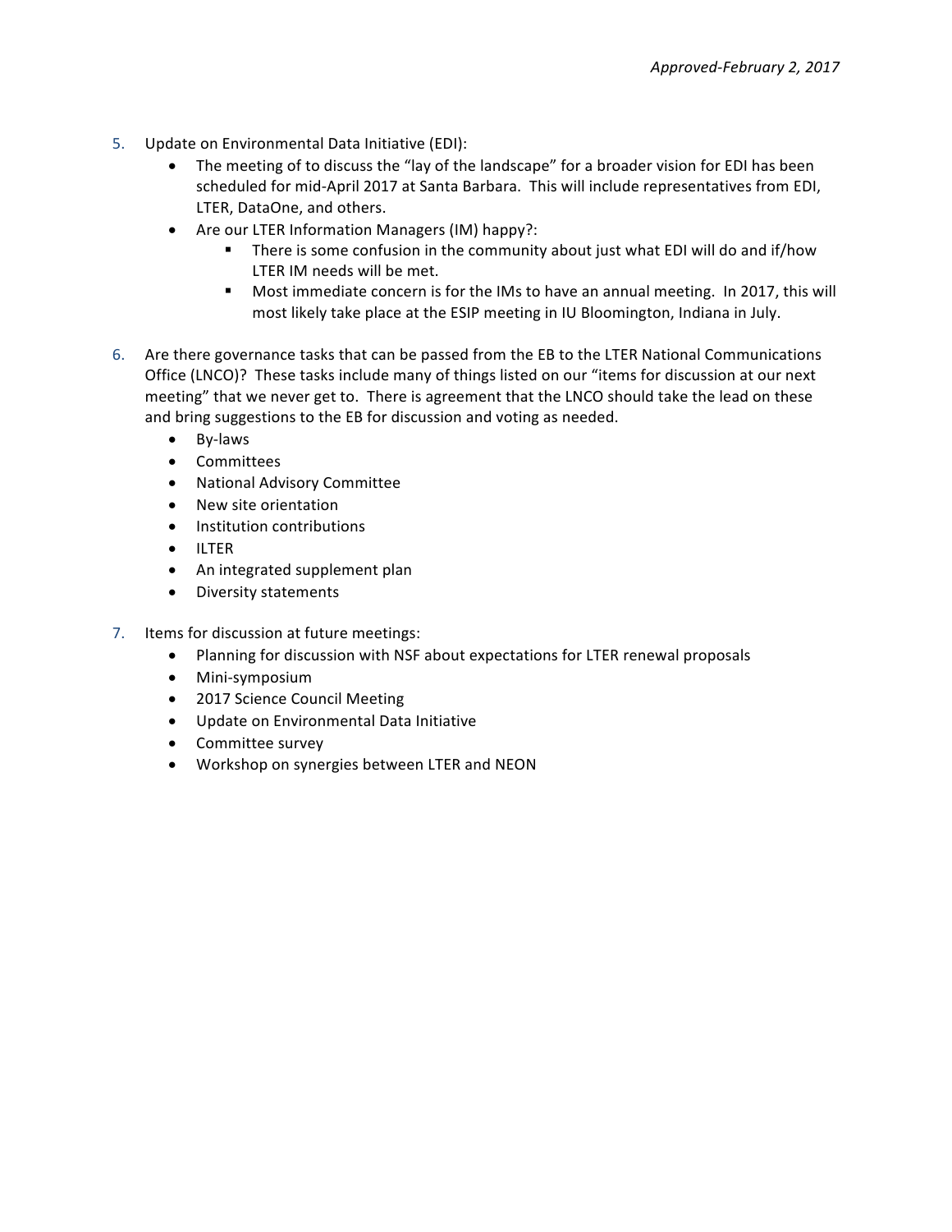*Approved-February 2, 2017*

5. Update on Environmental Data Initiative (EDI):
   - The meeting of to discuss the "lay of the landscape" for a broader vision for EDI has been scheduled for mid-April 2017 at Santa Barbara. This will include representatives from EDI, LTER, DataOne, and others.
   - Are our LTER Information Managers (IM) happy?:
     - There is some confusion in the community about just what EDI will do and if/how LTER IM needs will be met.
     - Most immediate concern is for the IMs to have an annual meeting. In 2017, this will most likely take place at the ESIP meeting in IU Bloomington, Indiana in July.

6. Are there governance tasks that can be passed from the EB to the LTER National Communications Office (LNCO)? These tasks include many of things listed on our "items for discussion at our next meeting" that we never get to. There is agreement that the LNCO should take the lead on these and bring suggestions to the EB for discussion and voting as needed.
   - By-laws
   - Committees
   - National Advisory Committee
   - New site orientation
   - Institution contributions
   - ILTER
   - An integrated supplement plan
   - Diversity statements

7. Items for discussion at future meetings:
   - Planning for discussion with NSF about expectations for LTER renewal proposals
   - Mini-symposium
   - 2017 Science Council Meeting
   - Update on Environmental Data Initiative
   - Committee survey
   - Workshop on synergies between LTER and NEON